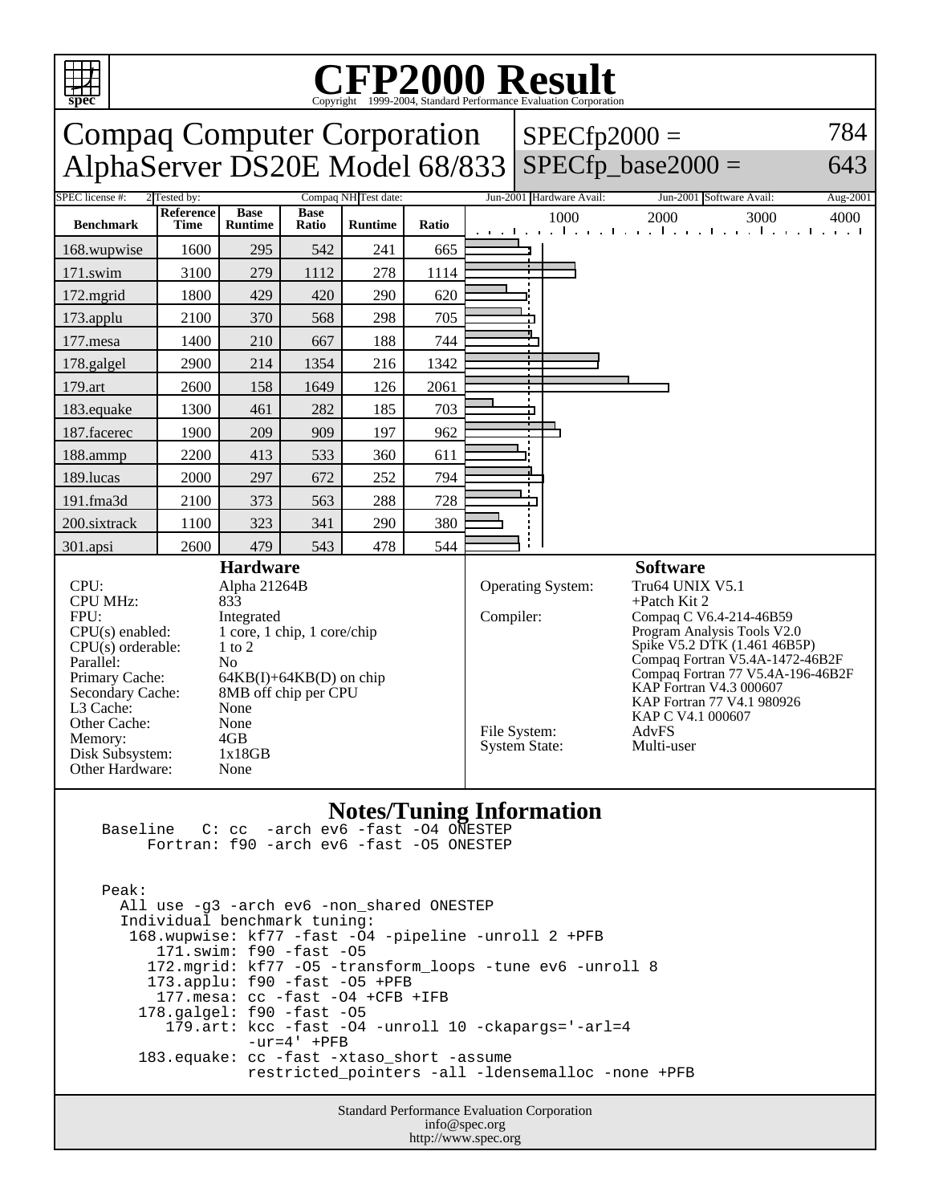# CFP2000 Result

Copyright 1999-2004, Standard Performance Evaluation Corporation

## Compaq Computer Corporation
## AlphaServer DS20E Model 68/833

SPECfp2000 = 784

SPECfp_base2000 = 643

| SPEC license #: | 2 | Tested by: | Compaq NH | Test date: | Jun-2001 | Hardware Avail: | Jun-2001 | Software Avail: | Aug-2001 |
|---|---|---|---|---|---|---|---|---|---|

| Benchmark | Reference Time | Base Runtime | Base Ratio | Runtime | Ratio |
|---|---|---|---|---|---|
| 168.wupwise | 1600 | 295 | 542 | 241 | 665 |
| 171.swim | 3100 | 279 | 1112 | 278 | 1114 |
| 172.mgrid | 1800 | 429 | 420 | 290 | 620 |
| 173.applu | 2100 | 370 | 568 | 298 | 705 |
| 177.mesa | 1400 | 210 | 667 | 188 | 744 |
| 178.galgel | 2900 | 214 | 1354 | 216 | 1342 |
| 179.art | 2600 | 158 | 1649 | 126 | 2061 |
| 183.equake | 1300 | 461 | 282 | 185 | 703 |
| 187.facerec | 1900 | 209 | 909 | 197 | 962 |
| 188.ammp | 2200 | 413 | 533 | 360 | 611 |
| 189.lucas | 2000 | 297 | 672 | 252 | 794 |
| 191.fma3d | 2100 | 373 | 563 | 288 | 728 |
| 200.sixtrack | 1100 | 323 | 341 | 290 | 380 |
| 301.apsi | 2600 | 479 | 543 | 478 | 544 |

### Hardware

| | |
|---|---|
| CPU: | Alpha 21264B |
| CPU MHz: | 833 |
| FPU: | Integrated |
| CPU(s) enabled: | 1 core, 1 chip, 1 core/chip |
| CPU(s) orderable: | 1 to 2 |
| Parallel: | No |
| Primary Cache: | 64KB(I)+64KB(D) on chip |
| Secondary Cache: | 8MB off chip per CPU |
| L3 Cache: | None |
| Other Cache: | None |
| Memory: | 4GB |
| Disk Subsystem: | 1x18GB |
| Other Hardware: | None |

### Software

| | |
|---|---|
| Operating System: | Tru64 UNIX V5.1 +Patch Kit 2 |
| Compiler: | Compaq C V6.4-214-46B59<br>Program Analysis Tools V2.0<br>Spike V5.2 DTK (1.461 46B5P)<br>Compaq Fortran V5.4A-1472-46B2F<br>Compaq Fortran 77 V5.4A-196-46B2F<br>KAP Fortran V4.3 000607<br>KAP Fortran 77 V4.1 980926<br>KAP C V4.1 000607 |
| File System: | AdvFS |
| System State: | Multi-user |

### Notes/Tuning Information

```
Baseline   C: cc  -arch ev6 -fast -O4 ONESTEP
     Fortran: f90 -arch ev6 -fast -O5 ONESTEP


Peak:
  All use -g3 -arch ev6 -non_shared ONESTEP
  Individual benchmark tuning:
   168.wupwise: kf77 -fast -O4 -pipeline -unroll 2 +PFB
      171.swim: f90 -fast -O5
     172.mgrid: kf77 -O5 -transform_loops -tune ev6 -unroll 8
     173.applu: f90 -fast -O5 +PFB
      177.mesa: cc -fast -O4 +CFB +IFB
    178.galgel: f90 -fast -O5
       179.art: kcc -fast -O4 -unroll 10 -ckapargs='-arl=4
                -ur=4' +PFB
    183.equake: cc -fast -xtaso_short -assume
                restricted_pointers -all -ldensemalloc -none +PFB
```

Standard Performance Evaluation Corporation
info@spec.org
http://www.spec.org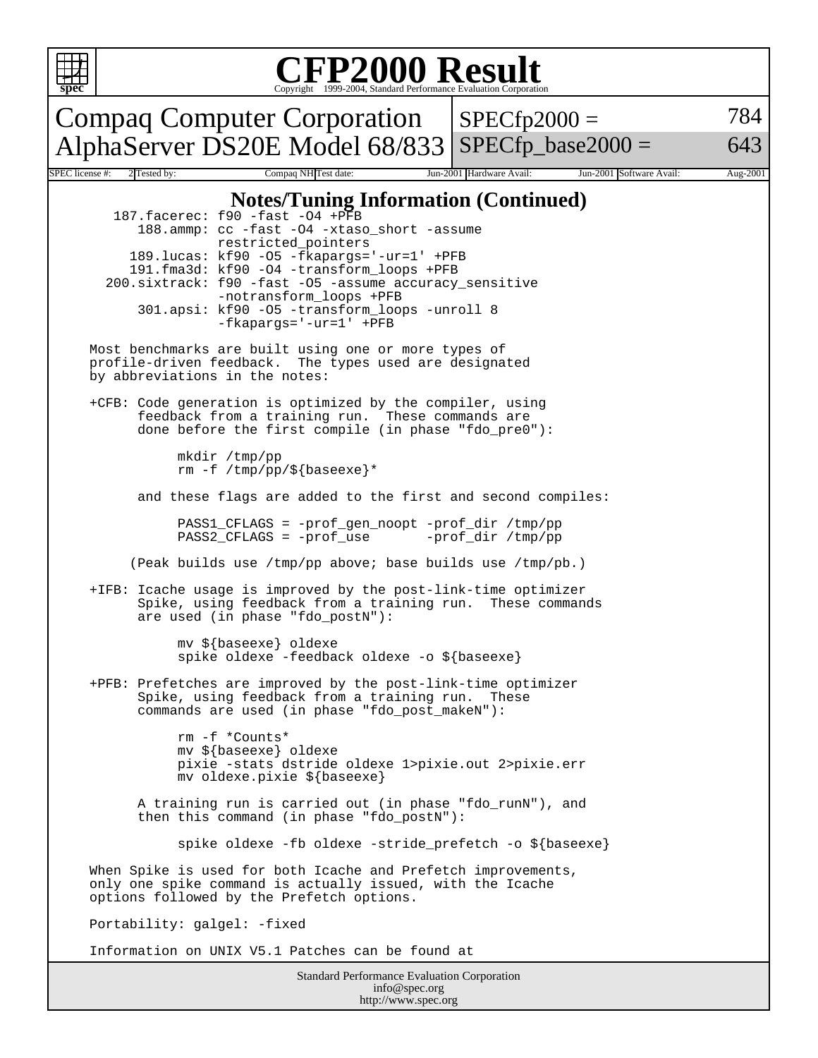# CFP2000 Result

Copyright 1999-2004, Standard Performance Evaluation Corporation

| Compaq Computer Corporation<br>AlphaServer DS20E Model 68/833 | SPECfp2000 = | 784 |
|---|---|---|
| | SPECfp_base2000 = | 643 |

| SPEC license #: | 2 | Tested by: | Compaq NH | Test date: | Jun-2001 | Hardware Avail: | Jun-2001 | Software Avail: | Aug-2001 |
|---|---|---|---|---|---|---|---|---|---|

## Notes/Tuning Information (Continued)

```
   187.facerec: f90 -fast -O4 +PFB
      188.ammp: cc -fast -O4 -xtaso_short -assume
                restricted_pointers
     189.lucas: kf90 -O5 -fkapargs='-ur=1' +PFB
     191.fma3d: kf90 -O4 -transform_loops +PFB
  200.sixtrack: f90 -fast -O5 -assume accuracy_sensitive
                -notransform_loops +PFB
      301.apsi: kf90 -O5 -transform_loops -unroll 8
                -fkapargs='-ur=1' +PFB

Most benchmarks are built using one or more types of
profile-driven feedback.  The types used are designated
by abbreviations in the notes:

+CFB: Code generation is optimized by the compiler, using
      feedback from a training run.  These commands are
      done before the first compile (in phase "fdo_pre0"):

           mkdir /tmp/pp
           rm -f /tmp/pp/${baseexe}*

      and these flags are added to the first and second compiles:

           PASS1_CFLAGS = -prof_gen_noopt -prof_dir /tmp/pp
           PASS2_CFLAGS = -prof_use       -prof_dir /tmp/pp

     (Peak builds use /tmp/pp above; base builds use /tmp/pb.)

+IFB: Icache usage is improved by the post-link-time optimizer
      Spike, using feedback from a training run.  These commands
      are used (in phase "fdo_postN"):

           mv ${baseexe} oldexe
           spike oldexe -feedback oldexe -o ${baseexe}

+PFB: Prefetches are improved by the post-link-time optimizer
      Spike, using feedback from a training run.  These
      commands are used (in phase "fdo_post_makeN"):

           rm -f *Counts*
           mv ${baseexe} oldexe
           pixie -stats dstride oldexe 1>pixie.out 2>pixie.err
           mv oldexe.pixie ${baseexe}

      A training run is carried out (in phase "fdo_runN"), and
      then this command (in phase "fdo_postN"):

           spike oldexe -fb oldexe -stride_prefetch -o ${baseexe}

When Spike is used for both Icache and Prefetch improvements,
only one spike command is actually issued, with the Icache
options followed by the Prefetch options.

Portability: galgel: -fixed

Information on UNIX V5.1 Patches can be found at
```

Standard Performance Evaluation Corporation
info@spec.org
http://www.spec.org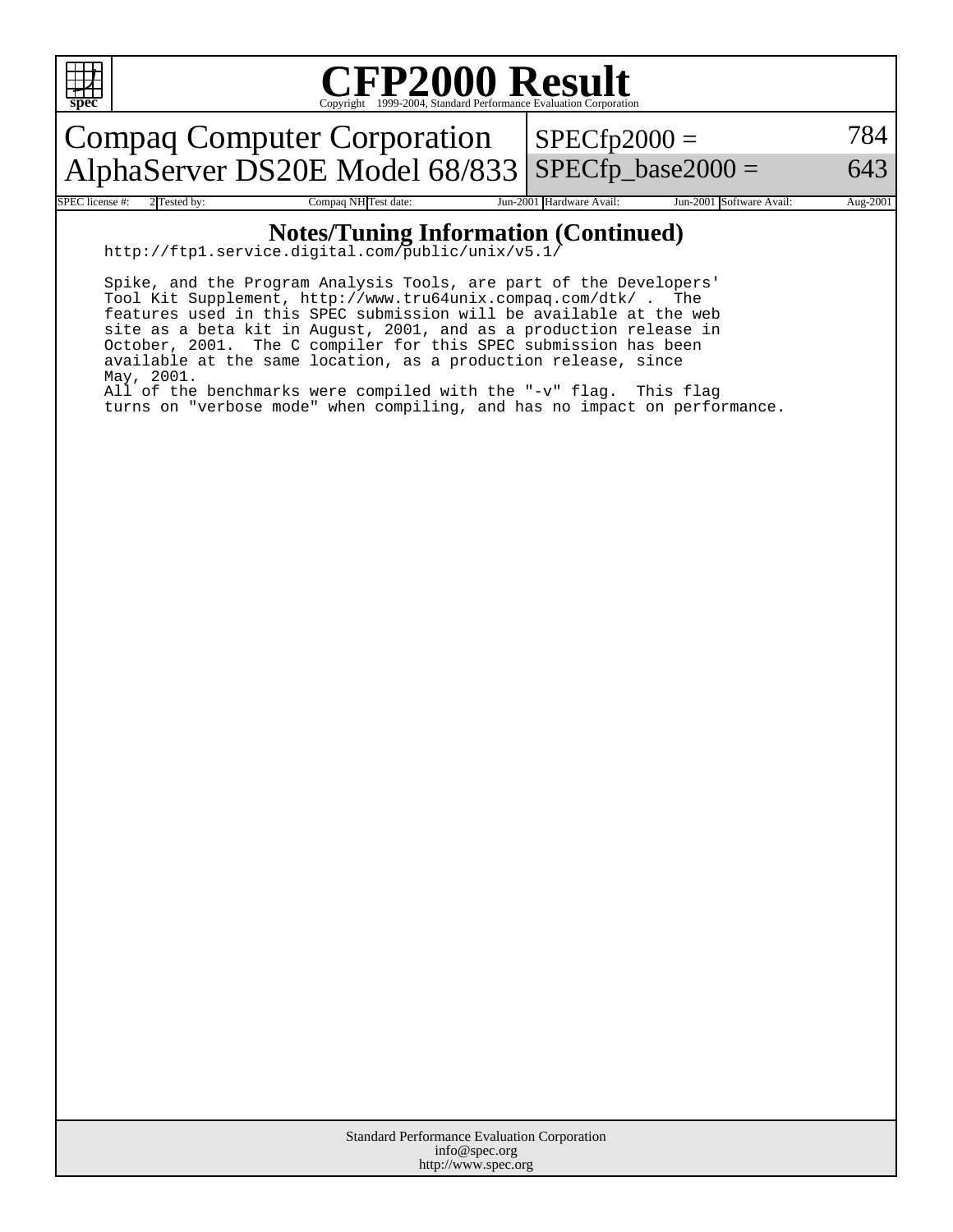# CFP2000 Result

Copyright 1999-2004, Standard Performance Evaluation Corporation

| | | | |
|---|---|---|---|
| Compaq Computer Corporation | | SPECfp2000 = | 784 |
| AlphaServer DS20E Model 68/833 | | SPECfp_base2000 = | 643 |

| SPEC license #: | 2 | Tested by: | Compaq NH | Test date: | Jun-2001 | Hardware Avail: | Jun-2001 | Software Avail: | Aug-2001 |
|---|---|---|---|---|---|---|---|---|---|

## Notes/Tuning Information (Continued)

```
http://ftp1.service.digital.com/public/unix/v5.1/

Spike, and the Program Analysis Tools, are part of the Developers'
Tool Kit Supplement, http://www.tru64unix.compaq.com/dtk/ .  The
features used in this SPEC submission will be available at the web
site as a beta kit in August, 2001, and as a production release in
October, 2001.  The C compiler for this SPEC submission has been
available at the same location, as a production release, since
May, 2001.
All of the benchmarks were compiled with the "-v" flag.  This flag
turns on "verbose mode" when compiling, and has no impact on performance.
```

Standard Performance Evaluation Corporation
info@spec.org
http://www.spec.org